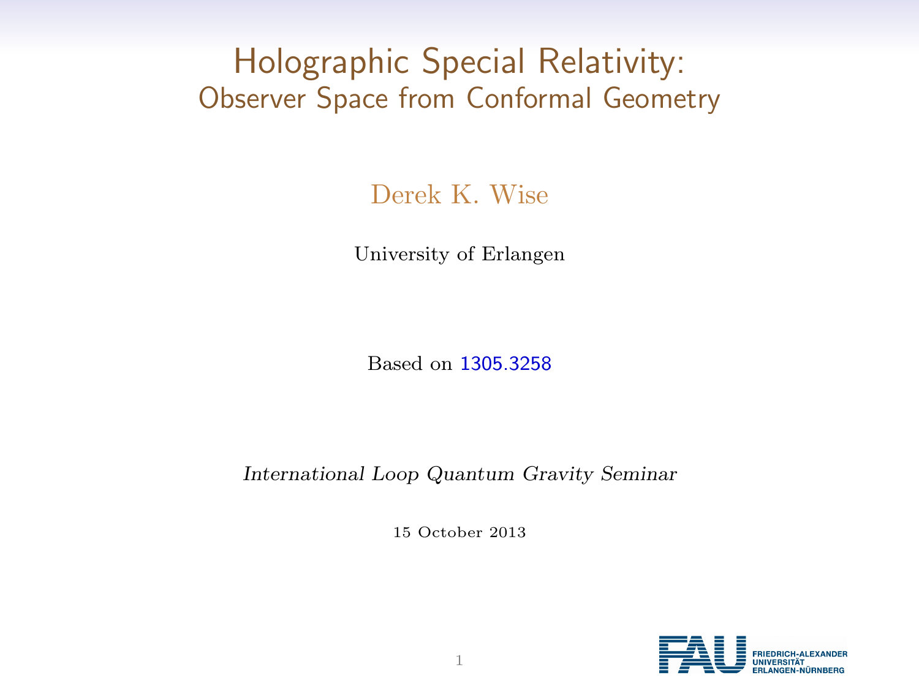# Holographic Special Relativity:
## Observer Space from Conformal Geometry

Derek K. Wise

University of Erlangen

Based on 1305.3258

*International Loop Quantum Gravity Seminar*

15 October 2013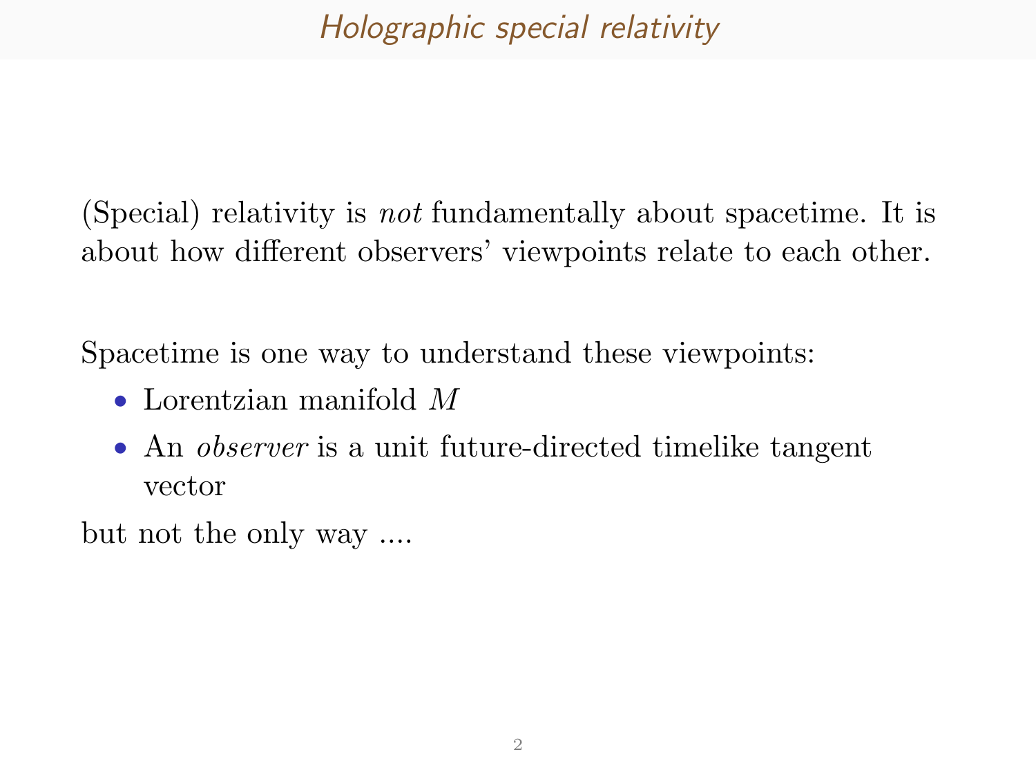# *Holographic special relativity*

(Special) relativity is *not* fundamentally about spacetime. It is about how different observers' viewpoints relate to each other.

Spacetime is one way to understand these viewpoints:

- Lorentzian manifold $M$
- An *observer* is a unit future-directed timelike tangent vector

but not the only way ....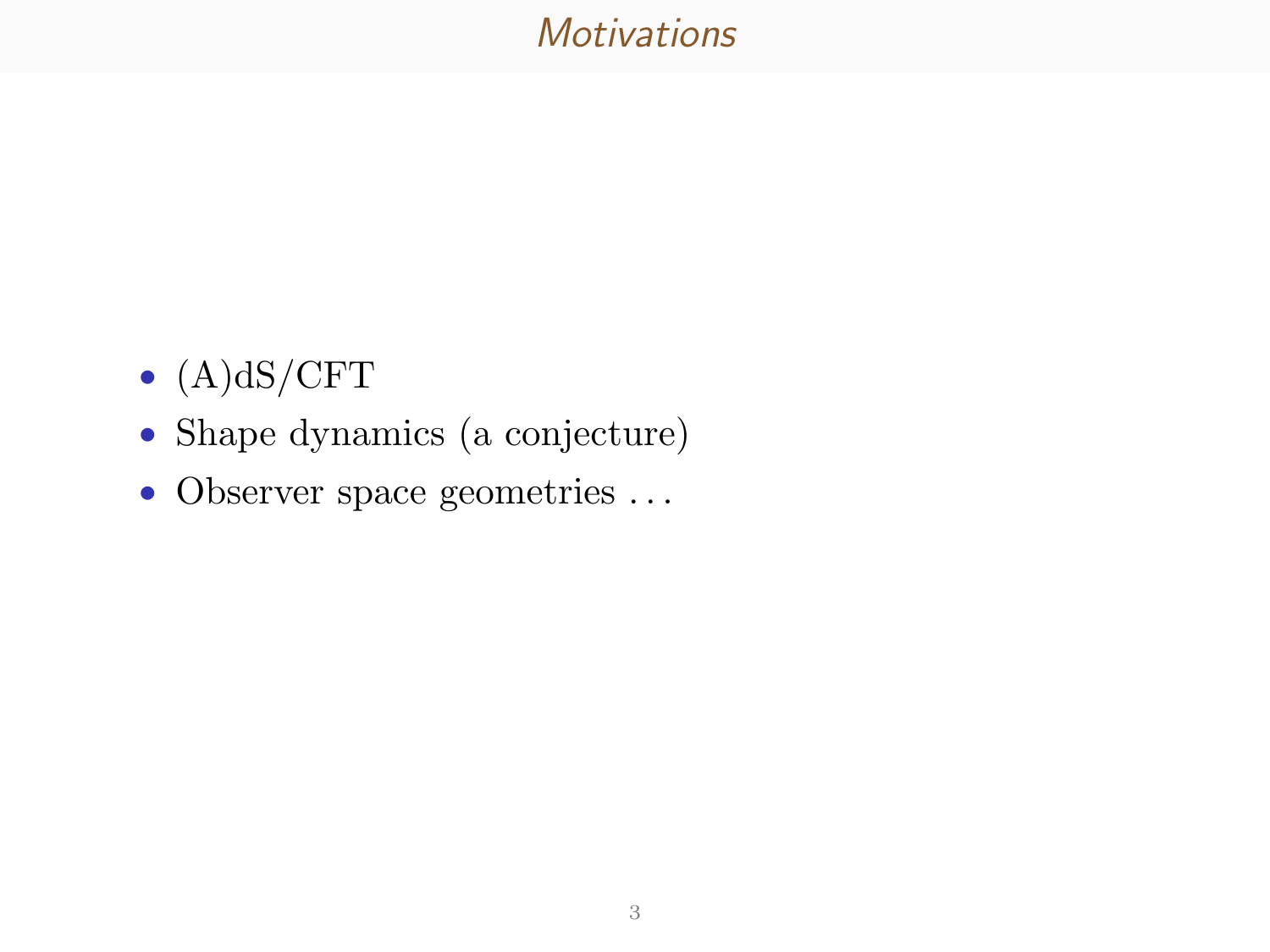## *Motivations*

- (A)dS/CFT
- Shape dynamics (a conjecture)
- Observer space geometries ...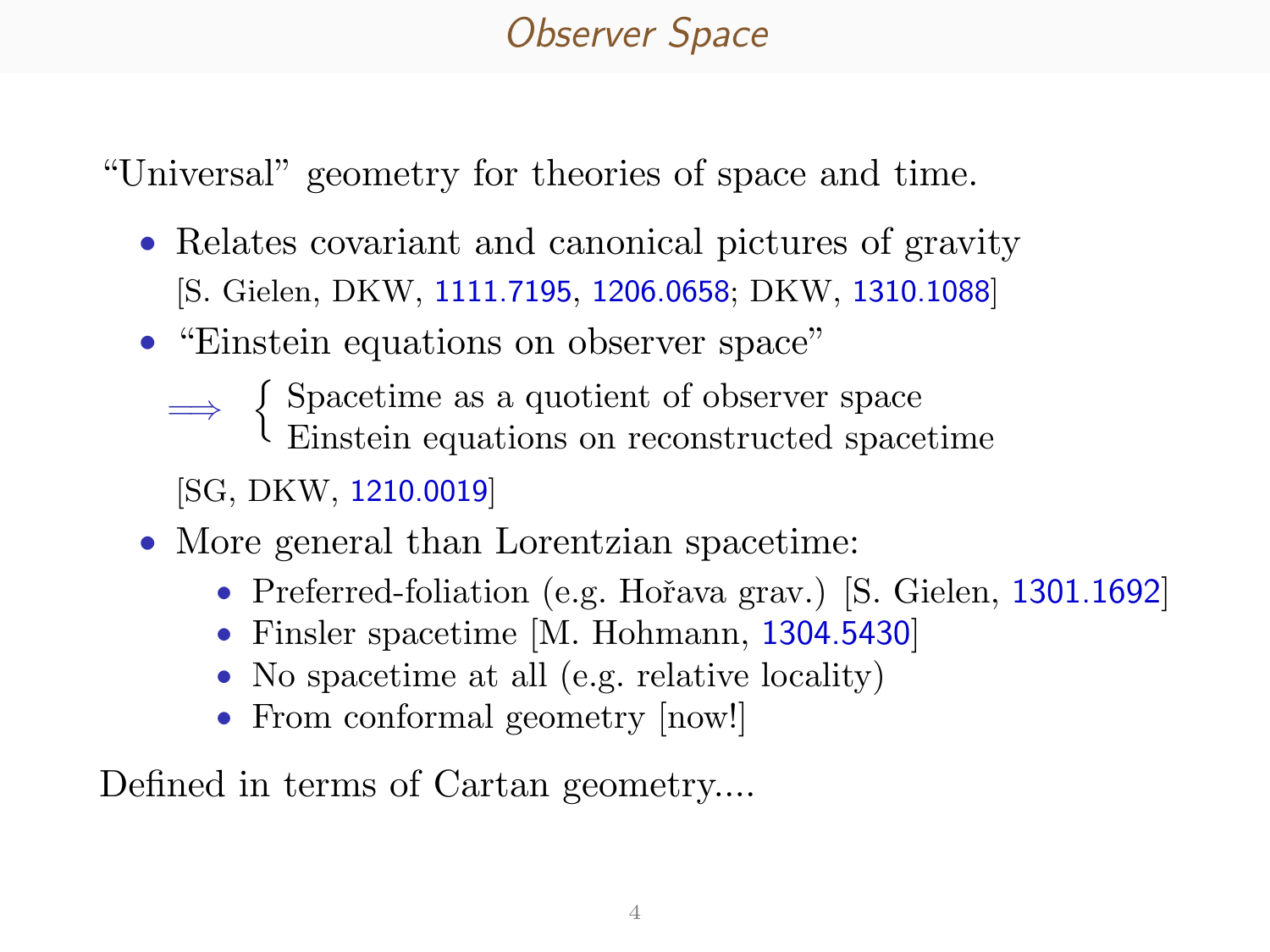# Observer Space

"Universal" geometry for theories of space and time.

- Relates covariant and canonical pictures of gravity
  [S. Gielen, DKW, 1111.7195, 1206.0658; DKW, 1310.1088]
- "Einstein equations on observer space"

  $\Longrightarrow$ { Spacetime as a quotient of observer space; Einstein equations on reconstructed spacetime }

  [SG, DKW, 1210.0019]
- More general than Lorentzian spacetime:
  - Preferred-foliation (e.g. Hořava grav.) [S. Gielen, 1301.1692]
  - Finsler spacetime [M. Hohmann, 1304.5430]
  - No spacetime at all (e.g. relative locality)
  - From conformal geometry [now!]

Defined in terms of Cartan geometry....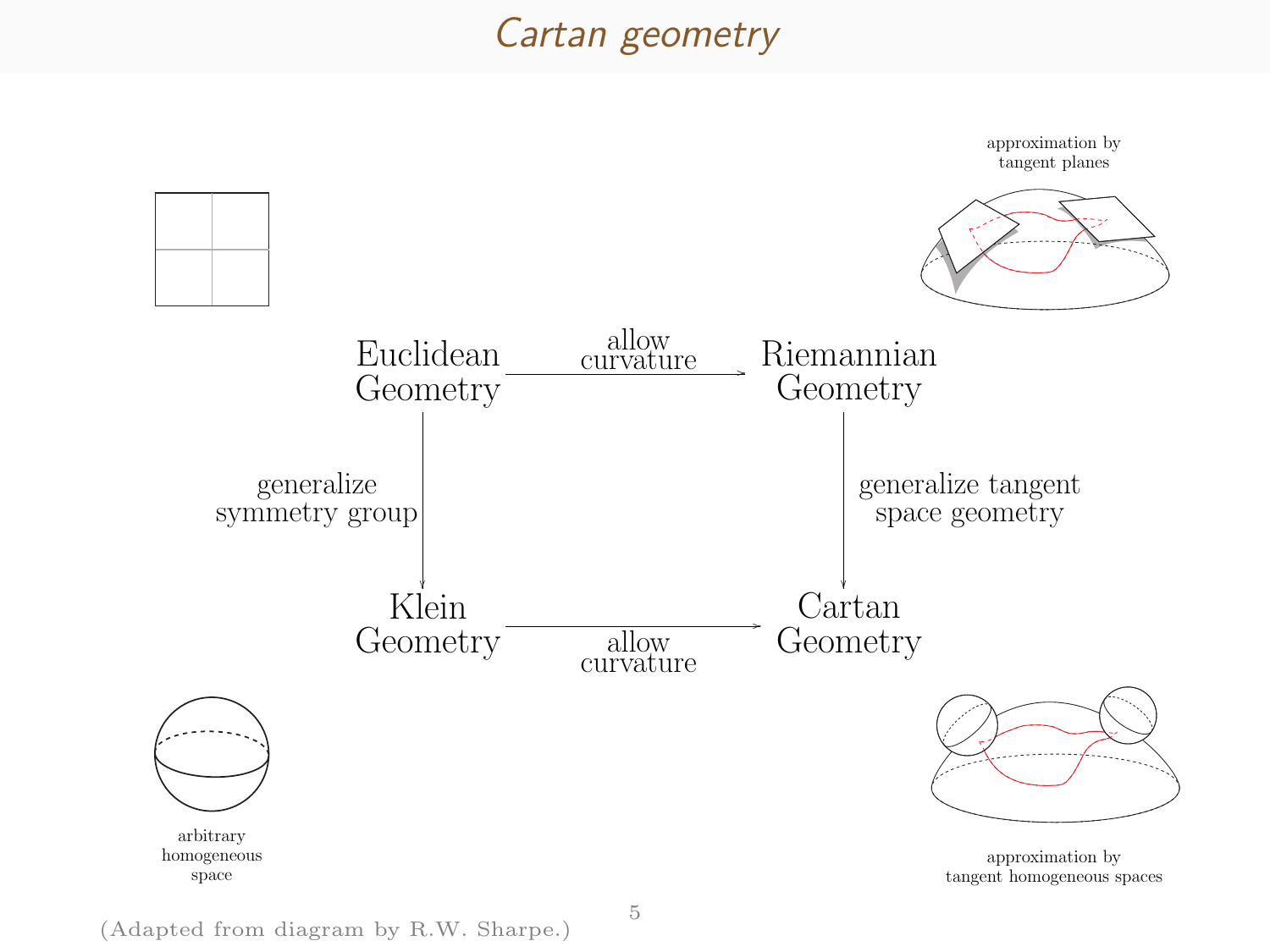# Cartan geometry

approximation by tangent planes

Euclidean Geometry —allow curvature→ Riemannian Geometry

Euclidean Geometry —generalize symmetry group→ Klein Geometry

Riemannian Geometry —generalize tangent space geometry→ Cartan Geometry

Klein Geometry —allow curvature→ Cartan Geometry

arbitrary homogeneous space

approximation by tangent homogeneous spaces

(Adapted from diagram by R.W. Sharpe.)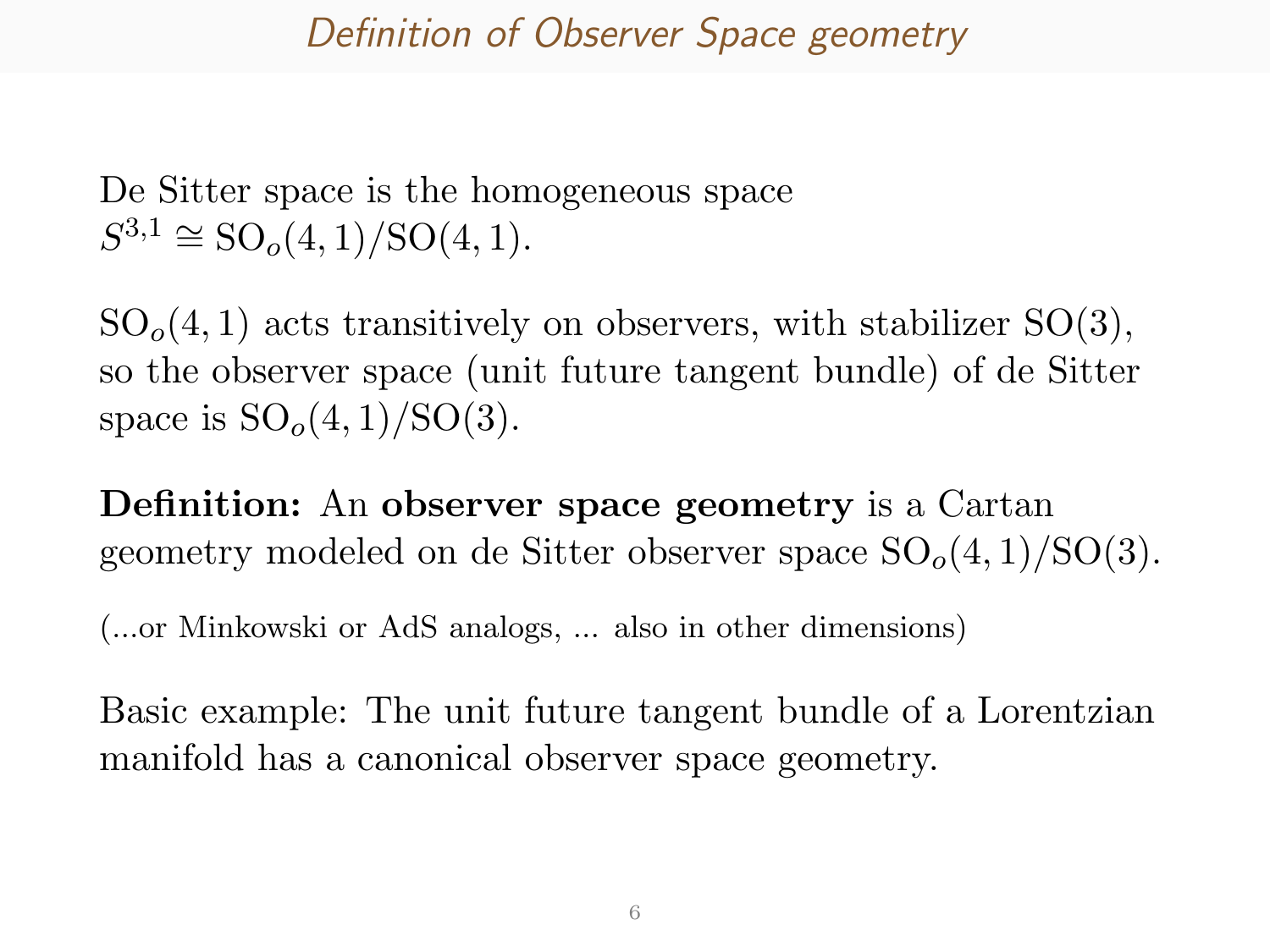# Definition of Observer Space geometry

De Sitter space is the homogeneous space $S^{3,1} \cong \mathrm{SO}_o(4,1)/\mathrm{SO}(4,1)$.

$\mathrm{SO}_o(4,1)$ acts transitively on observers, with stabilizer $\mathrm{SO}(3)$, so the observer space (unit future tangent bundle) of de Sitter space is $\mathrm{SO}_o(4,1)/\mathrm{SO}(3)$.

**Definition:** An **observer space geometry** is a Cartan geometry modeled on de Sitter observer space $\mathrm{SO}_o(4,1)/\mathrm{SO}(3)$.

(...or Minkowski or AdS analogs, ... also in other dimensions)

Basic example: The unit future tangent bundle of a Lorentzian manifold has a canonical observer space geometry.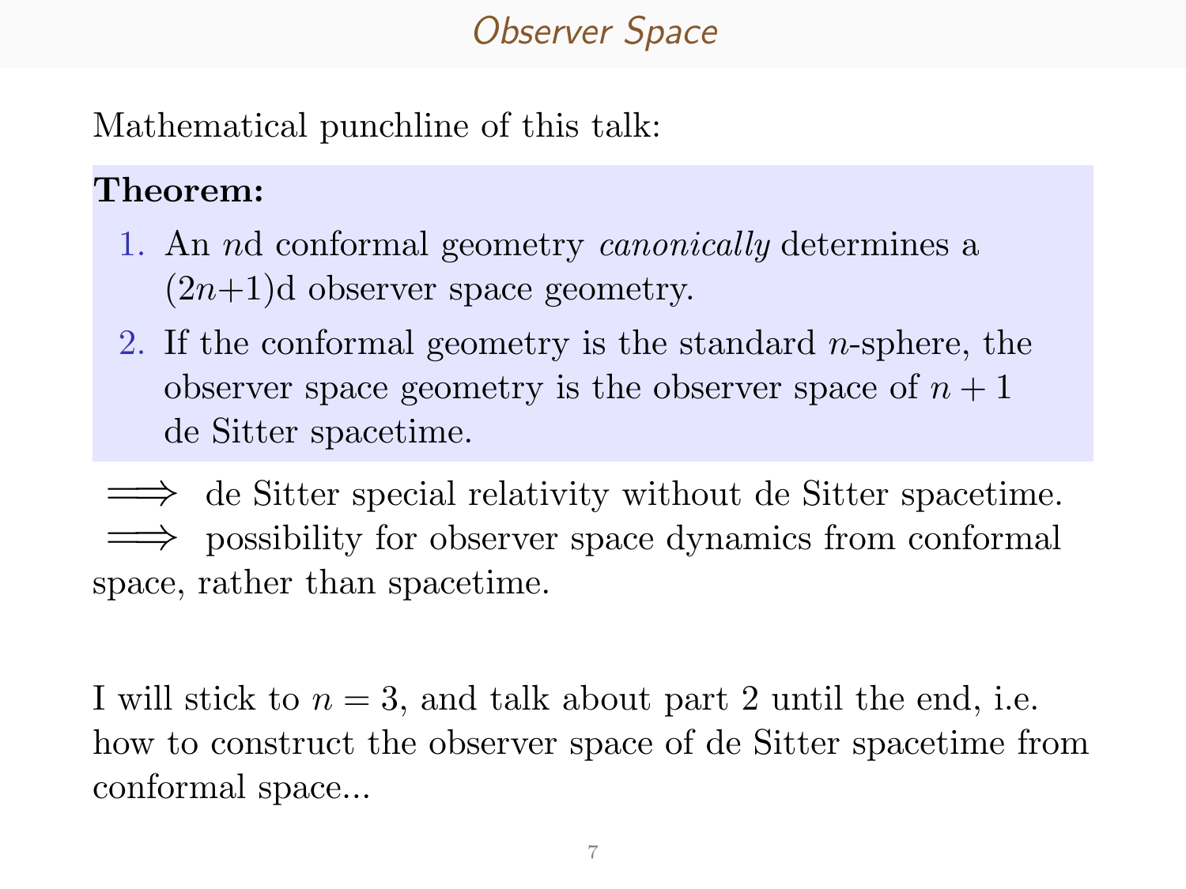# Observer Space

Mathematical punchline of this talk:

**Theorem:**

1. An $n$d conformal geometry *canonically* determines a $(2n+1)$d observer space geometry.
2. If the conformal geometry is the standard $n$-sphere, the observer space geometry is the observer space of $n+1$ de Sitter spacetime.

$\Longrightarrow$ de Sitter special relativity without de Sitter spacetime.
$\Longrightarrow$ possibility for observer space dynamics from conformal space, rather than spacetime.

I will stick to $n = 3$, and talk about part 2 until the end, i.e. how to construct the observer space of de Sitter spacetime from conformal space...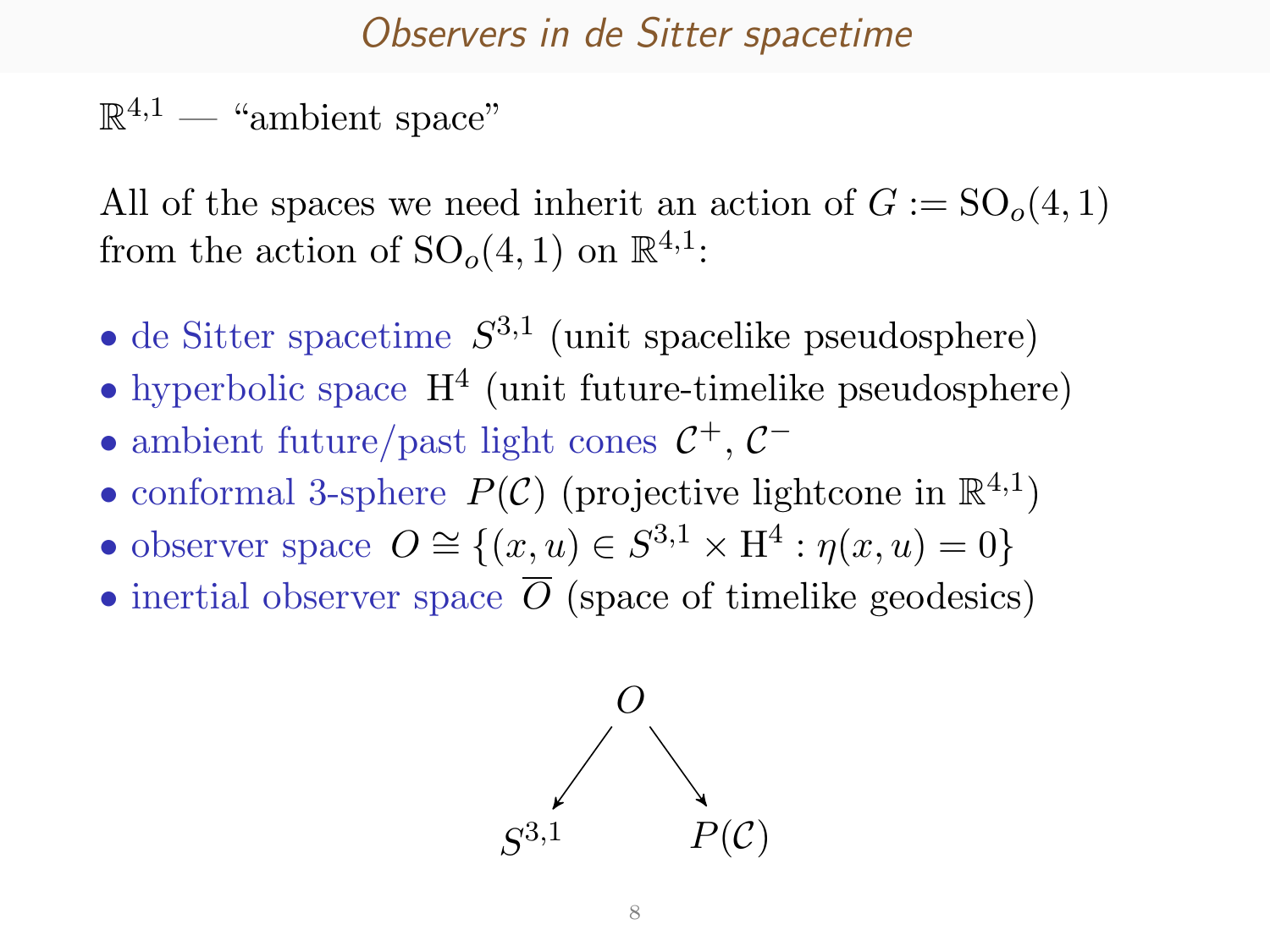# Observers in de Sitter spacetime

$\mathbb{R}^{4,1}$ — "ambient space"

All of the spaces we need inherit an action of $G := \mathrm{SO}_o(4,1)$ from the action of $\mathrm{SO}_o(4,1)$ on $\mathbb{R}^{4,1}$:

- de Sitter spacetime $S^{3,1}$ (unit spacelike pseudosphere)
- hyperbolic space $\mathrm{H}^4$ (unit future-timelike pseudosphere)
- ambient future/past light cones $\mathcal{C}^+$, $\mathcal{C}^-$
- conformal 3-sphere $P(\mathcal{C})$ (projective lightcone in $\mathbb{R}^{4,1}$)
- observer space $O \cong \{(x,u) \in S^{3,1} \times \mathrm{H}^4 : \eta(x,u) = 0\}$
- inertial observer space $\overline{O}$ (space of timelike geodesics)

$$
S^{3,1} \longleftarrow O \longrightarrow P(\mathcal{C})
$$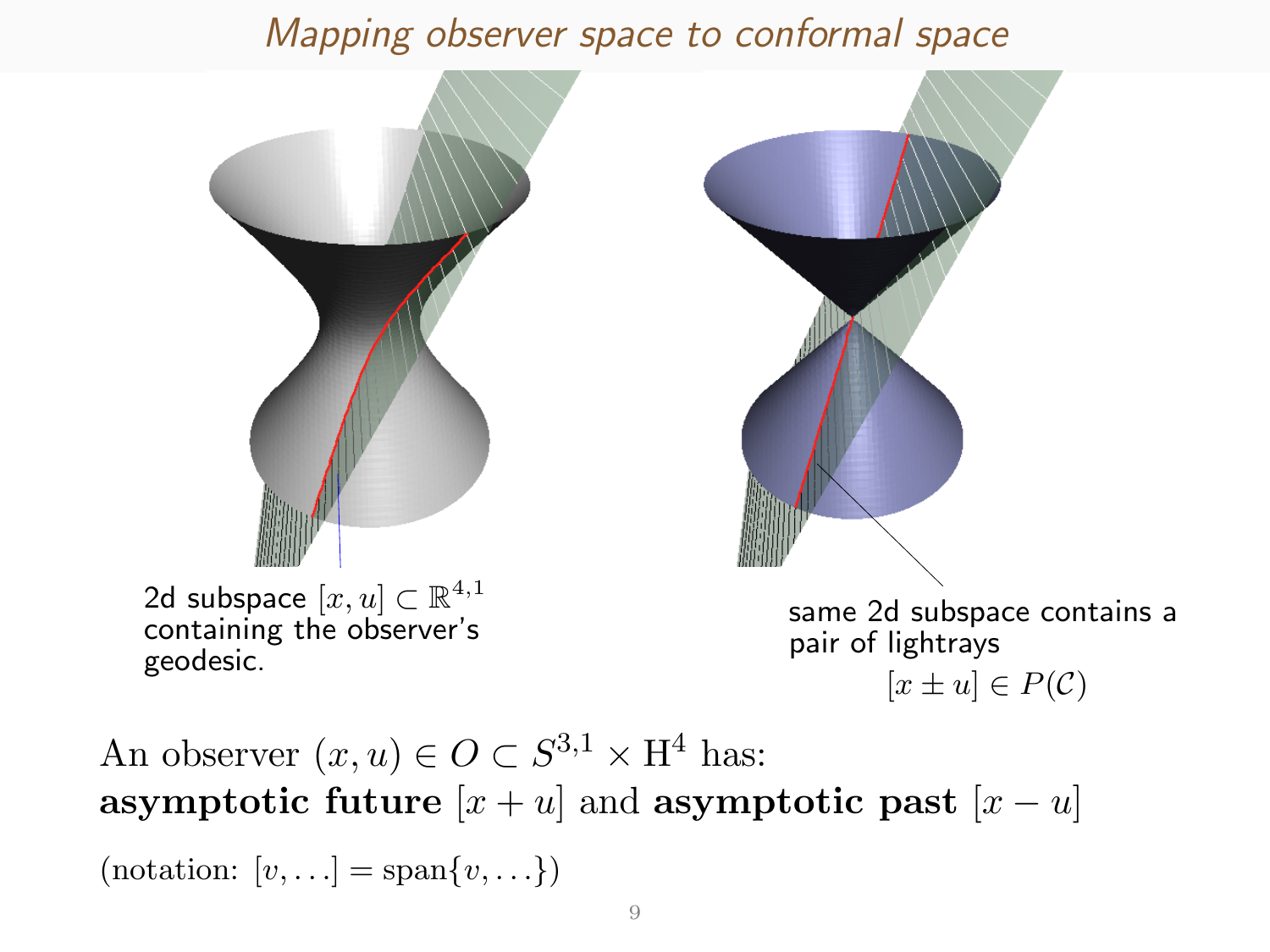## *Mapping observer space to conformal space*

2d subspace $[x, u] \subset \mathbb{R}^{4,1}$ containing the observer's geodesic.

same 2d subspace contains a pair of lightrays

$$[x \pm u] \in P(\mathcal{C})$$

An observer $(x, u) \in O \subset S^{3,1} \times \mathrm{H}^4$ has:
**asymptotic future** $[x + u]$ and **asymptotic past** $[x - u]$

(notation: $[v, \ldots] = \mathrm{span}\{v, \ldots\}$)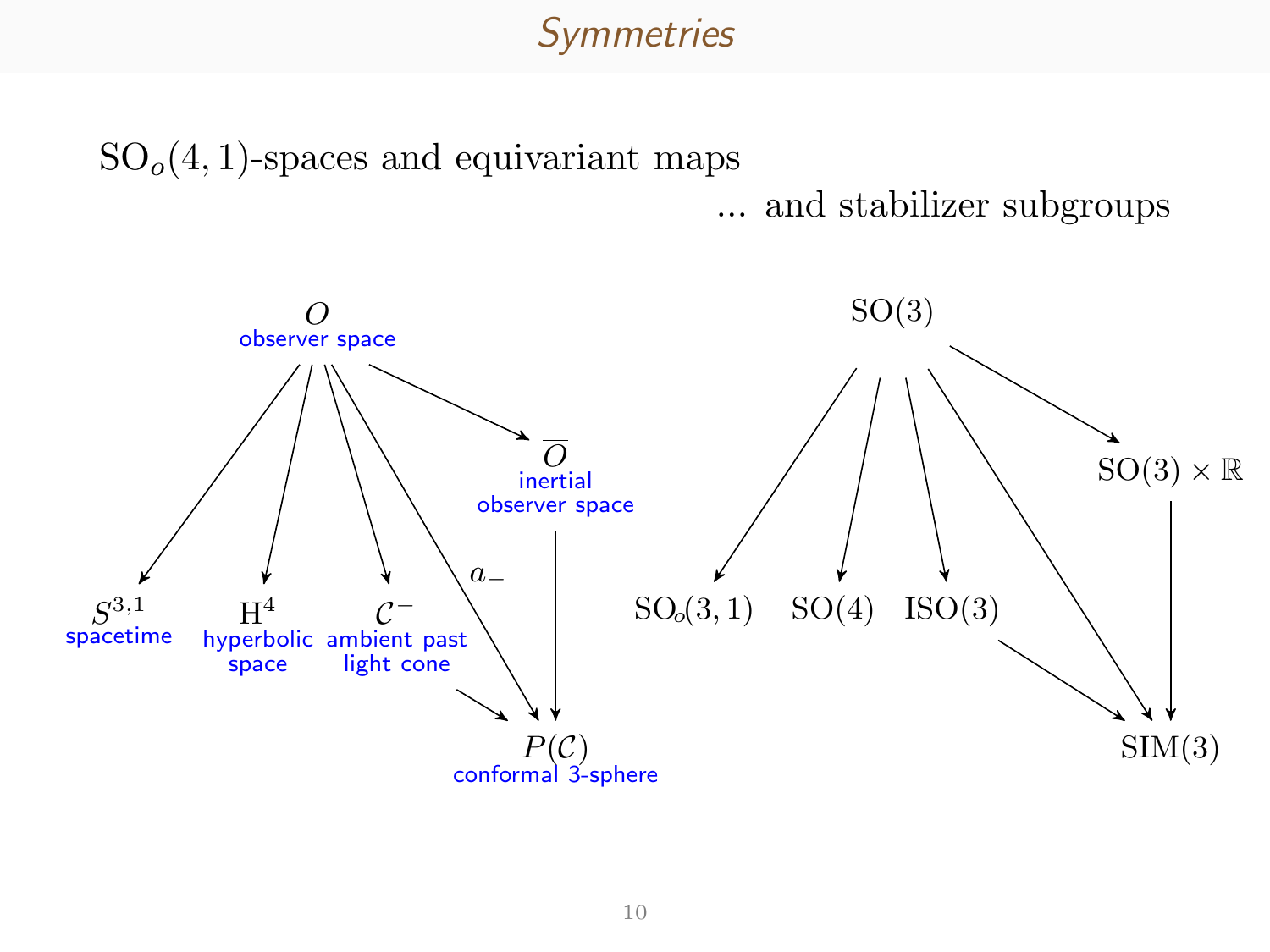# Symmetries

$\mathrm{SO}_o(4,1)$-spaces and equivariant maps

... and stabilizer subgroups

$O$ observer space

$\overline{O}$ inertial observer space

$S^{3,1}$ spacetime

$\mathrm{H}^4$ hyperbolic space

$\mathcal{C}^-$ ambient past light cone

$a_-$

$P(\mathcal{C})$ conformal 3-sphere

$\mathrm{SO}(3)$

$\mathrm{SO}(3) \times \mathbb{R}$

$\mathrm{SO}_o(3,1)$ $\quad$ $\mathrm{SO}(4)$ $\quad$ $\mathrm{ISO}(3)$

$\mathrm{SIM}(3)$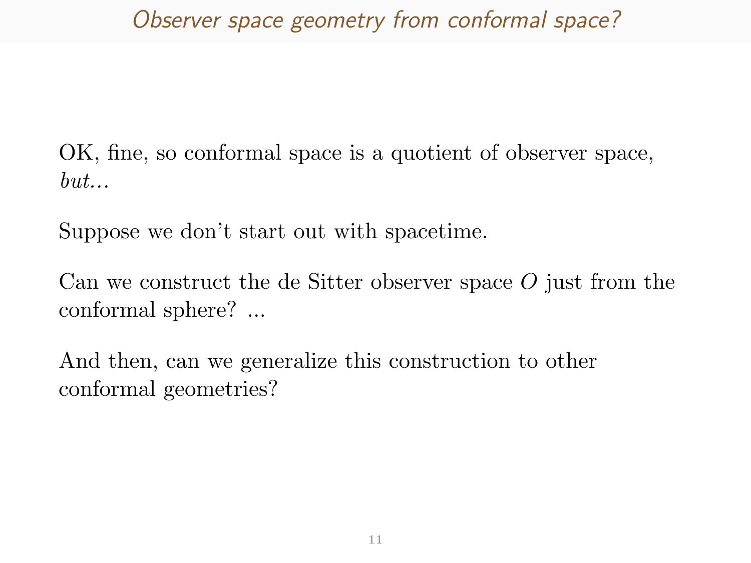# Observer space geometry from conformal space?

OK, fine, so conformal space is a quotient of observer space, *but...*

Suppose we don't start out with spacetime.

Can we construct the de Sitter observer space $O$ just from the conformal sphere? ...

And then, can we generalize this construction to other conformal geometries?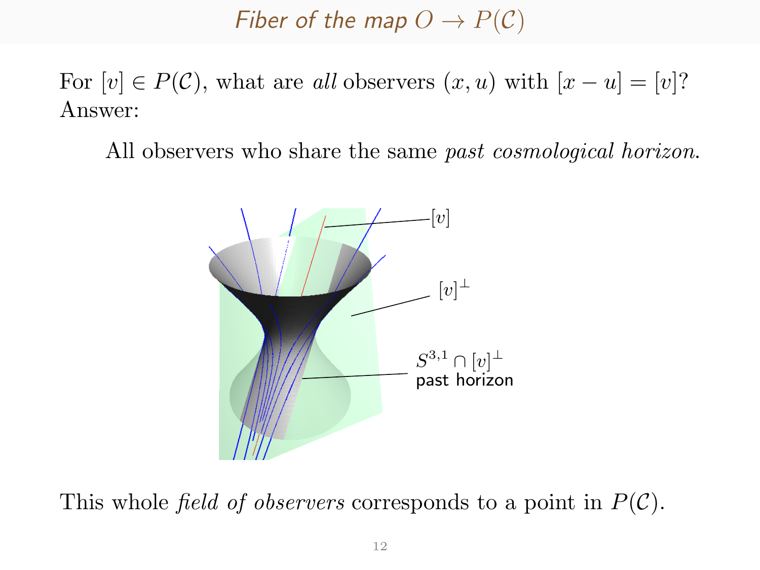## *Fiber of the map $O \to P(\mathcal{C})$*

For $[v] \in P(\mathcal{C})$, what are *all* observers $(x, u)$ with $[x - u] = [v]$? Answer:

> All observers who share the same *past cosmological horizon*.

$[v]$

$[v]^\perp$

$S^{3,1} \cap [v]^\perp$
past horizon

This whole *field of observers* corresponds to a point in $P(\mathcal{C})$.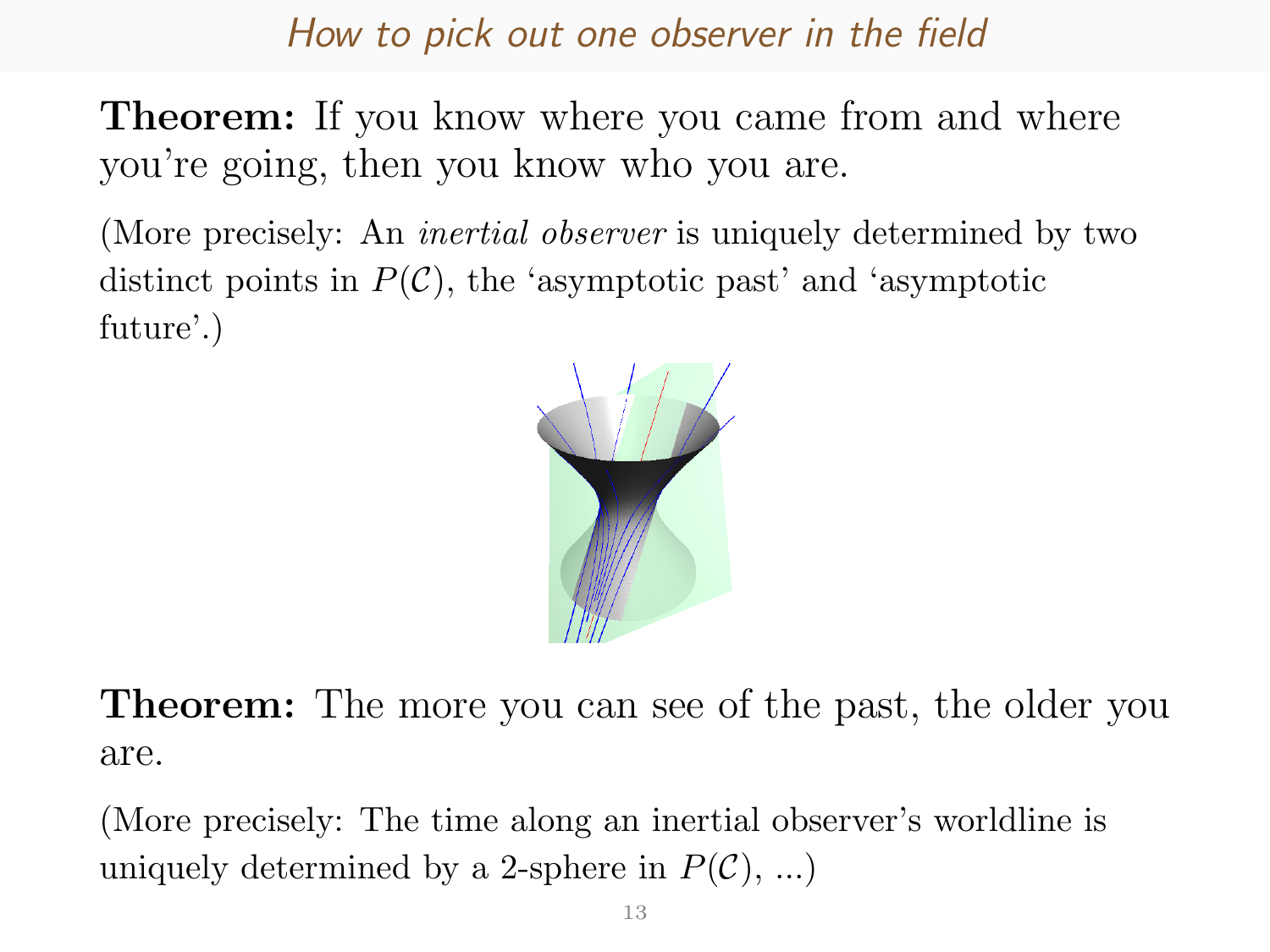## How to pick out one observer in the field

**Theorem:** If you know where you came from and where you're going, then you know who you are.

(More precisely: An *inertial observer* is uniquely determined by two distinct points in $P(\mathcal{C})$, the 'asymptotic past' and 'asymptotic future'.)

**Theorem:** The more you can see of the past, the older you are.

(More precisely: The time along an inertial observer's worldline is uniquely determined by a 2-sphere in $P(\mathcal{C})$, ...)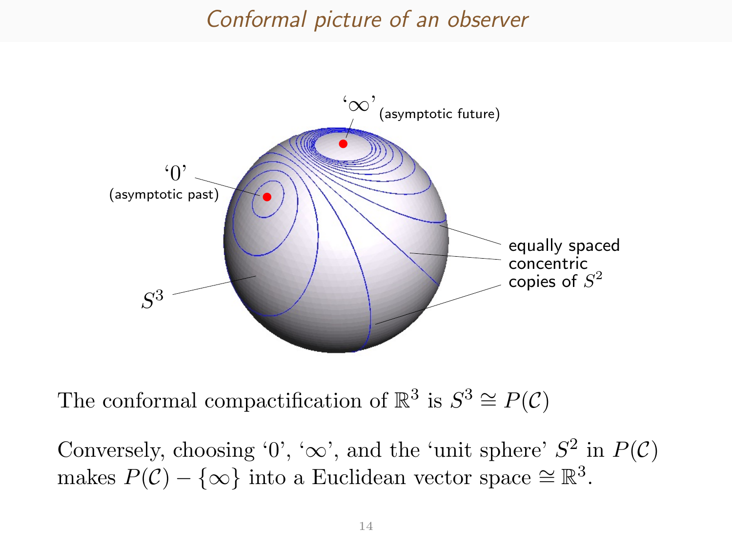# Conformal picture of an observer

The conformal compactification of $\mathbb{R}^3$ is $S^3 \cong P(\mathcal{C})$

Conversely, choosing '0', '$\infty$', and the 'unit sphere' $S^2$ in $P(\mathcal{C})$ makes $P(\mathcal{C}) - \{\infty\}$ into a Euclidean vector space $\cong \mathbb{R}^3$.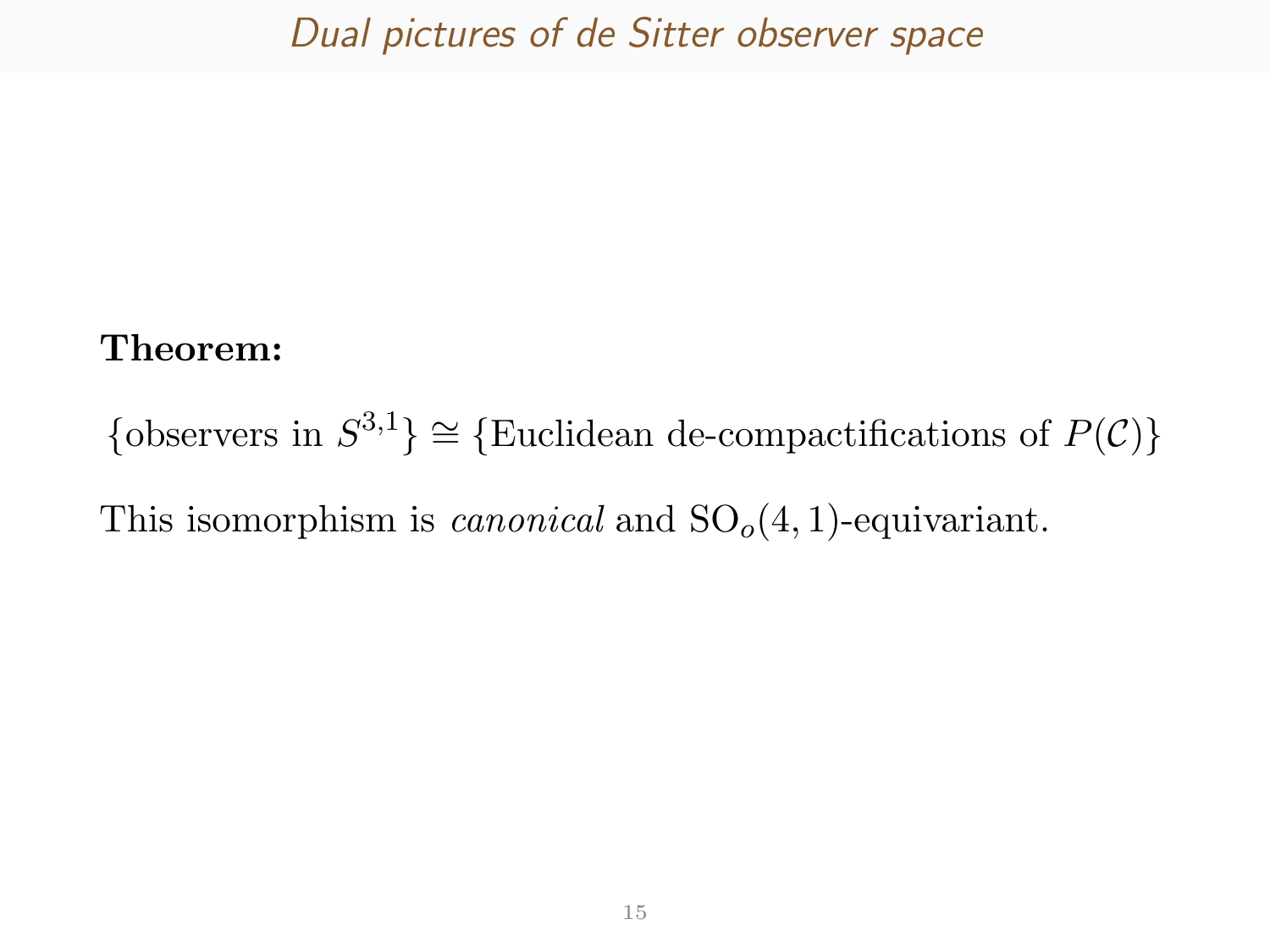# Dual pictures of de Sitter observer space

**Theorem:**

$\{$observers in $S^{3,1}\} \cong \{$Euclidean de-compactifications of $P(\mathcal{C})\}$

This isomorphism is *canonical* and $\mathrm{SO}_o(4,1)$-equivariant.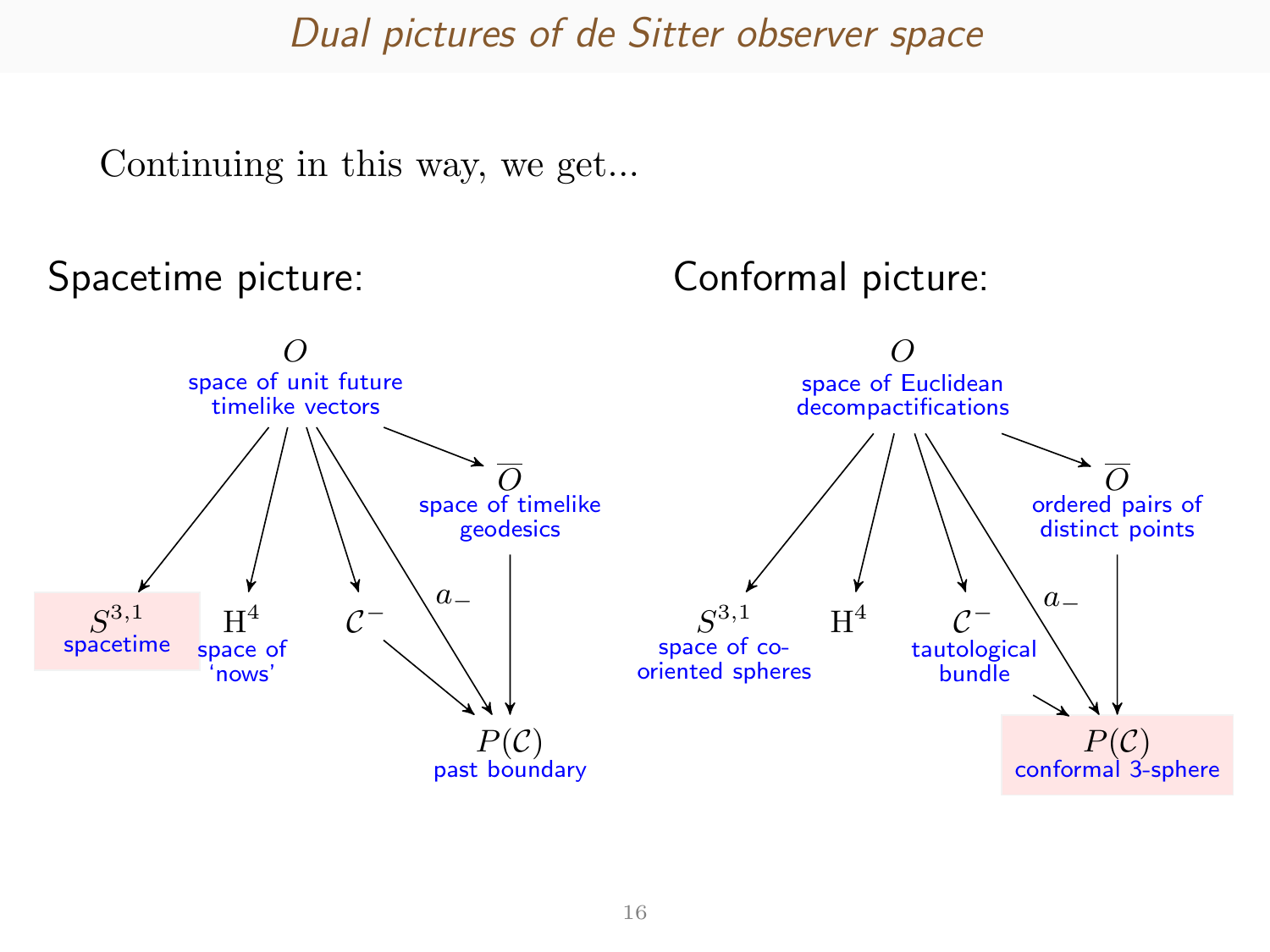# Dual pictures of de Sitter observer space

Continuing in this way, we get...

**Spacetime picture:**

- $O$ — space of unit future timelike vectors
  - $O \to S^{3,1}$ — spacetime
  - $O \to \mathrm{H}^4$ — space of 'nows'
  - $O \to \mathcal{C}^-$
  - $O \xrightarrow{a_-} P(\mathcal{C})$
  - $O \to \overline{O}$ — space of timelike geodesics
- $\mathcal{C}^- \to P(\mathcal{C})$
- $\overline{O} \to P(\mathcal{C})$ — past boundary

**Conformal picture:**

- $O$ — space of Euclidean decompactifications
  - $O \to S^{3,1}$ — space of co-oriented spheres
  - $O \to \mathrm{H}^4$
  - $O \to \mathcal{C}^-$ — tautological bundle
  - $O \xrightarrow{a_-} P(\mathcal{C})$
  - $O \to \overline{O}$ — ordered pairs of distinct points
- $\mathcal{C}^- \to P(\mathcal{C})$
- $\overline{O} \to P(\mathcal{C})$ — conformal 3-sphere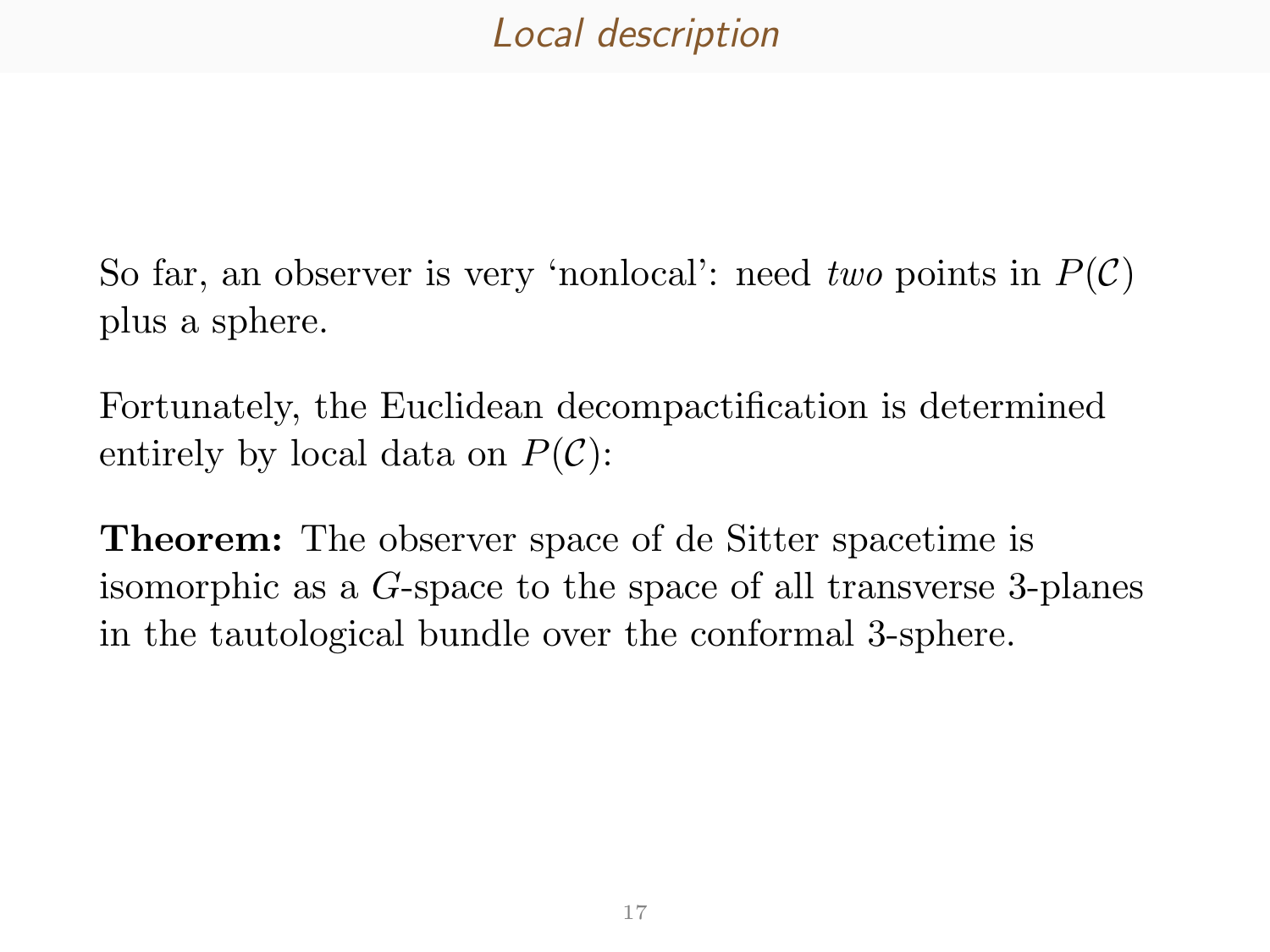# Local description

So far, an observer is very 'nonlocal': need *two* points in $P(\mathcal{C})$ plus a sphere.

Fortunately, the Euclidean decompactification is determined entirely by local data on $P(\mathcal{C})$:

**Theorem:** The observer space of de Sitter spacetime is isomorphic as a $G$-space to the space of all transverse 3-planes in the tautological bundle over the conformal 3-sphere.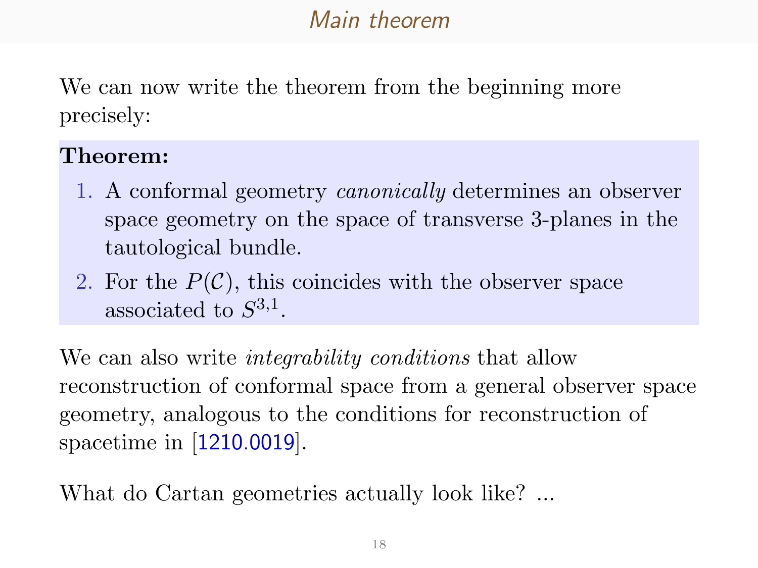## Main theorem

We can now write the theorem from the beginning more precisely:

**Theorem:**

1. A conformal geometry *canonically* determines an observer space geometry on the space of transverse 3-planes in the tautological bundle.
2. For the $P(\mathcal{C})$, this coincides with the observer space associated to $S^{3,1}$.

We can also write *integrability conditions* that allow reconstruction of conformal space from a general observer space geometry, analogous to the conditions for reconstruction of spacetime in [1210.0019].

What do Cartan geometries actually look like? ...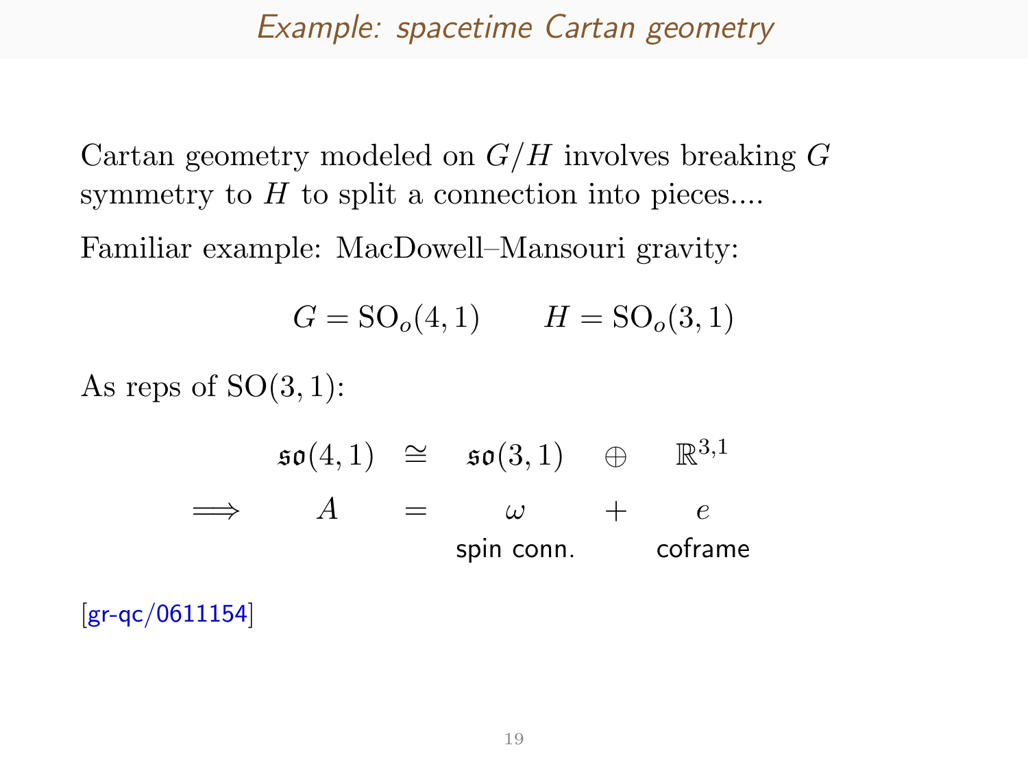# *Example: spacetime Cartan geometry*

Cartan geometry modeled on $G/H$ involves breaking $G$ symmetry to $H$ to split a connection into pieces....

Familiar example: MacDowell–Mansouri gravity:

$$G = \mathrm{SO}_o(4,1) \qquad H = \mathrm{SO}_o(3,1)$$

As reps of $\mathrm{SO}(3,1)$:

$$\begin{array}{ccccccc} & \mathfrak{so}(4,1) & \cong & \mathfrak{so}(3,1) & \oplus & \mathbb{R}^{3,1} \\ \Longrightarrow & A & = & \omega & + & e \\ & & & \text{spin conn.} & & \text{coframe} \end{array}$$

[gr-qc/0611154]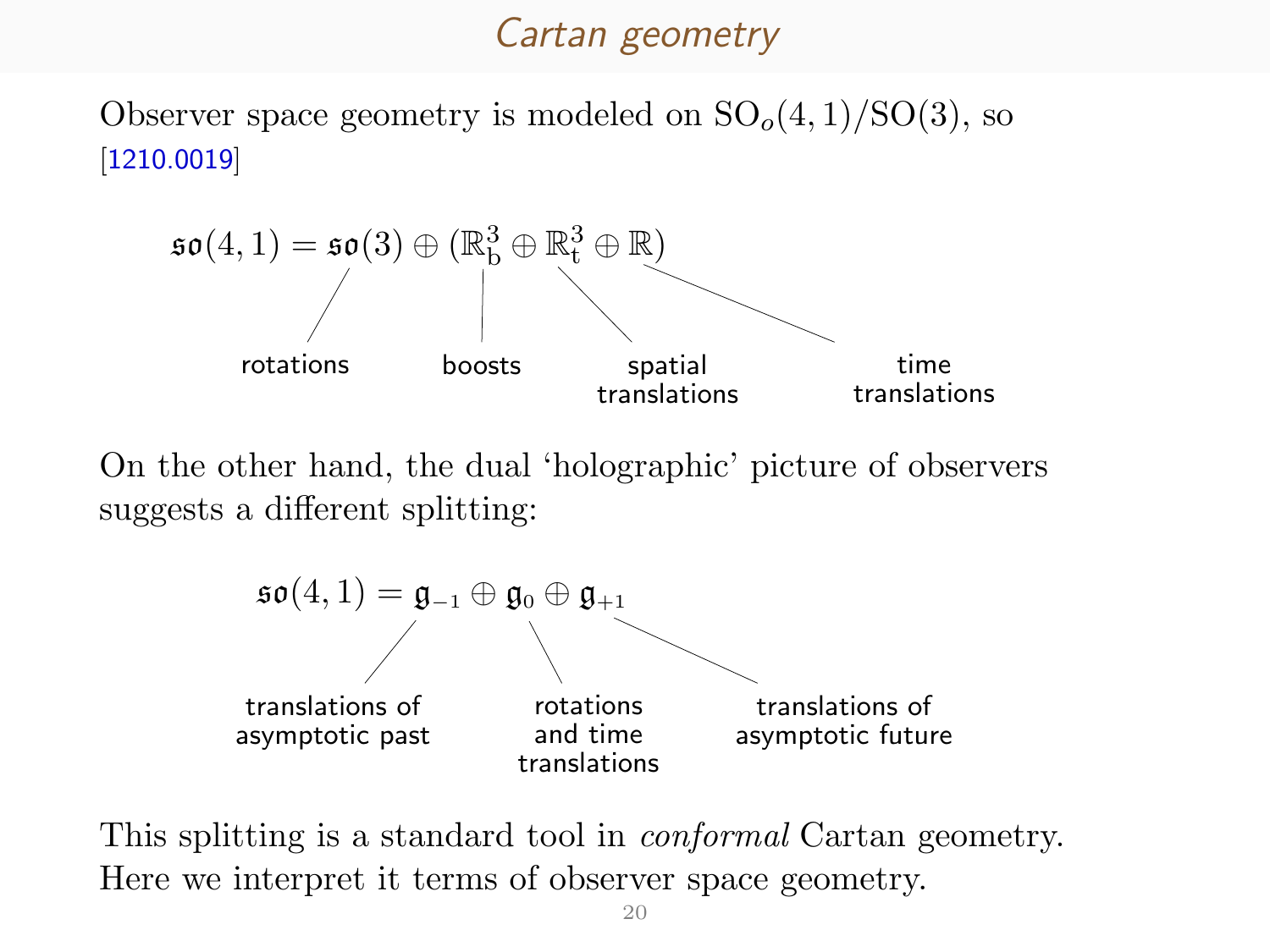# Cartan geometry

Observer space geometry is modeled on $\mathrm{SO}_o(4,1)/\mathrm{SO}(3)$, so [1210.0019]

$$\mathfrak{so}(4,1) = \mathfrak{so}(3) \oplus (\mathbb{R}^3_{\mathrm{b}} \oplus \mathbb{R}^3_{\mathrm{t}} \oplus \mathbb{R})$$

- $\mathfrak{so}(3)$: rotations
- $\mathbb{R}^3_{\mathrm{b}}$: boosts
- $\mathbb{R}^3_{\mathrm{t}}$: spatial translations
- $\mathbb{R}$: time translations

On the other hand, the dual 'holographic' picture of observers suggests a different splitting:

$$\mathfrak{so}(4,1) = \mathfrak{g}_{-1} \oplus \mathfrak{g}_0 \oplus \mathfrak{g}_{+1}$$

- $\mathfrak{g}_{-1}$: translations of asymptotic past
- $\mathfrak{g}_0$: rotations and time translations
- $\mathfrak{g}_{+1}$: translations of asymptotic future

This splitting is a standard tool in *conformal* Cartan geometry. Here we interpret it terms of observer space geometry.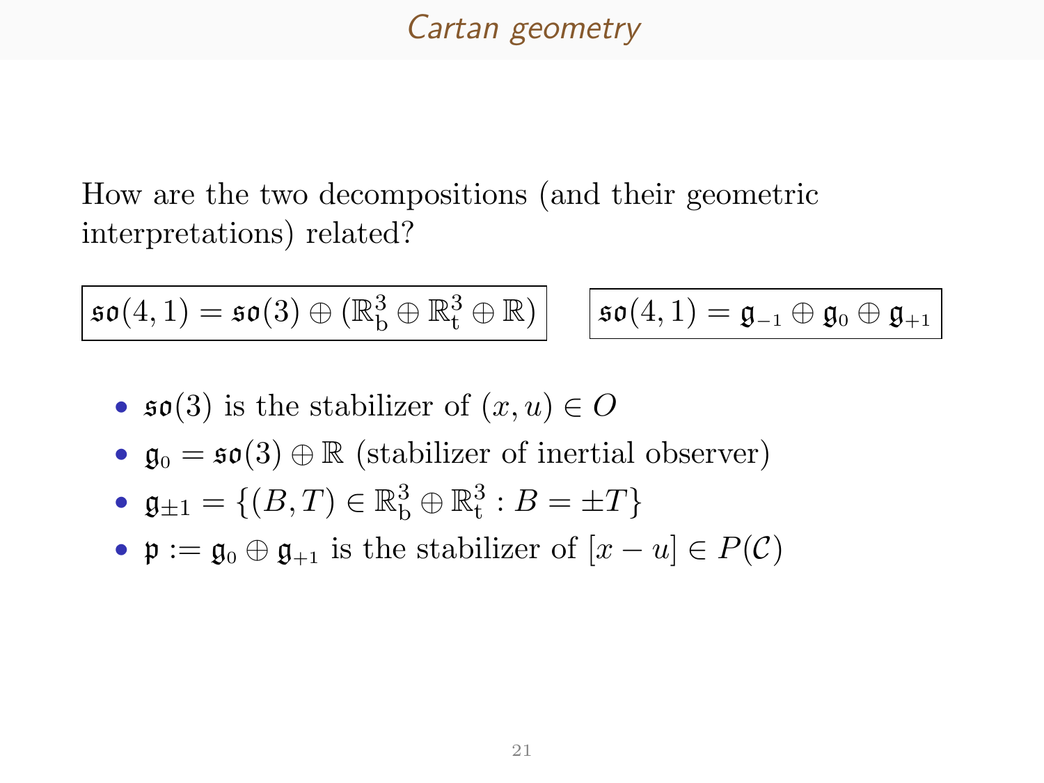## Cartan geometry

How are the two decompositions (and their geometric interpretations) related?

$$\mathfrak{so}(4,1) = \mathfrak{so}(3) \oplus (\mathbb{R}^3_{\mathrm{b}} \oplus \mathbb{R}^3_{\mathrm{t}} \oplus \mathbb{R})$$

$$\mathfrak{so}(4,1) = \mathfrak{g}_{-1} \oplus \mathfrak{g}_{0} \oplus \mathfrak{g}_{+1}$$

- $\mathfrak{so}(3)$ is the stabilizer of $(x, u) \in O$
- $\mathfrak{g}_0 = \mathfrak{so}(3) \oplus \mathbb{R}$ (stabilizer of inertial observer)
- $\mathfrak{g}_{\pm 1} = \{(B, T) \in \mathbb{R}^3_{\mathrm{b}} \oplus \mathbb{R}^3_{\mathrm{t}} : B = \pm T\}$
- $\mathfrak{p} := \mathfrak{g}_0 \oplus \mathfrak{g}_{+1}$ is the stabilizer of $[x - u] \in P(\mathcal{C})$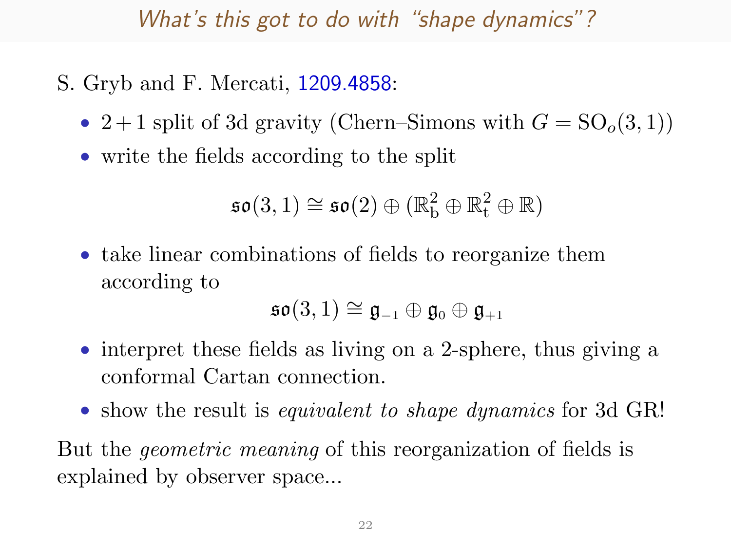## *What's this got to do with "shape dynamics"?*

S. Gryb and F. Mercati, 1209.4858:

- $2+1$ split of 3d gravity (Chern–Simons with $G = \mathrm{SO}_o(3,1)$)
- write the fields according to the split

$$\mathfrak{so}(3,1) \cong \mathfrak{so}(2) \oplus (\mathbb{R}^2_{\mathrm{b}} \oplus \mathbb{R}^2_{\mathrm{t}} \oplus \mathbb{R})$$

- take linear combinations of fields to reorganize them according to

$$\mathfrak{so}(3,1) \cong \mathfrak{g}_{-1} \oplus \mathfrak{g}_0 \oplus \mathfrak{g}_{+1}$$

- interpret these fields as living on a 2-sphere, thus giving a conformal Cartan connection.
- show the result is *equivalent to shape dynamics* for 3d GR!

But the *geometric meaning* of this reorganization of fields is explained by observer space...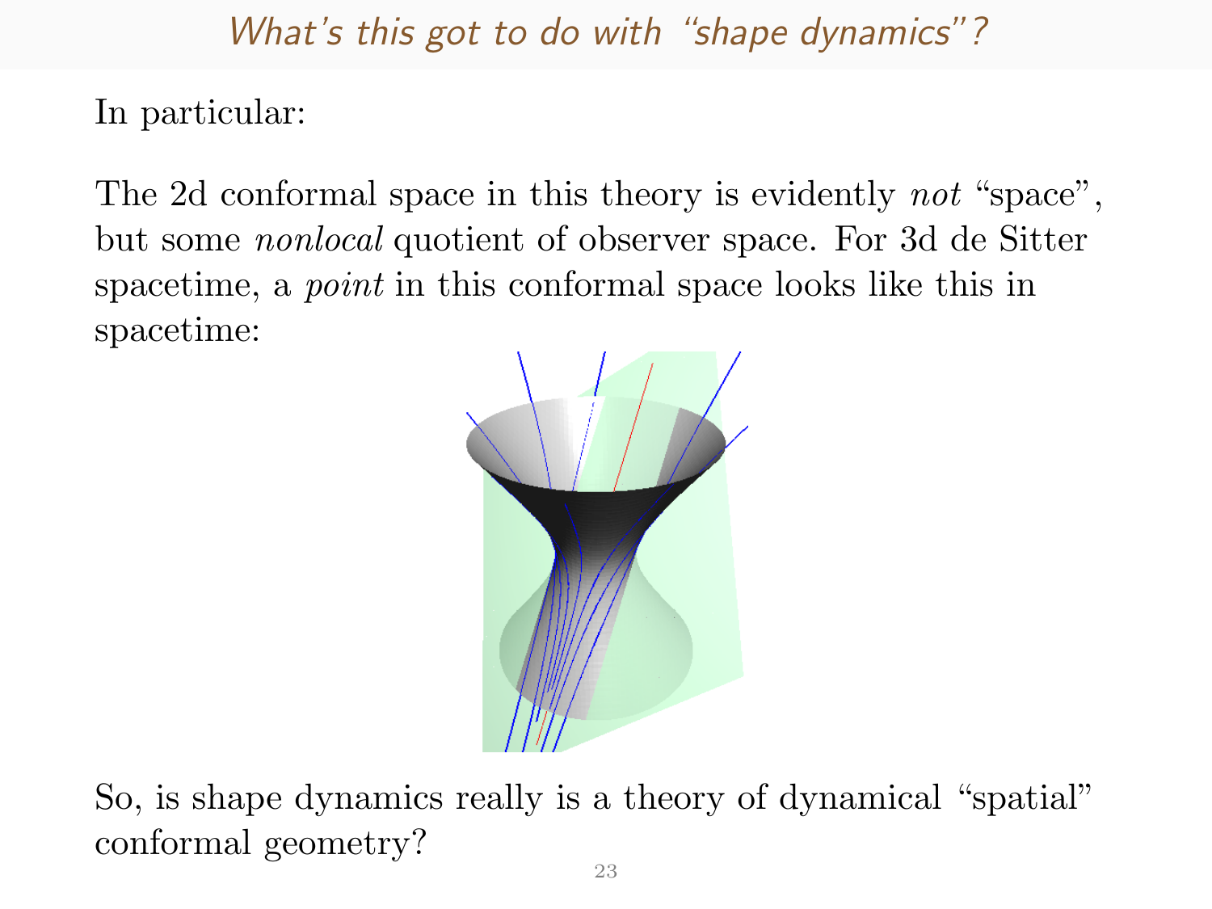## What's this got to do with "shape dynamics"?

In particular:

The 2d conformal space in this theory is evidently *not* "space", but some *nonlocal* quotient of observer space. For 3d de Sitter spacetime, a *point* in this conformal space looks like this in spacetime:

So, is shape dynamics really is a theory of dynamical "spatial" conformal geometry?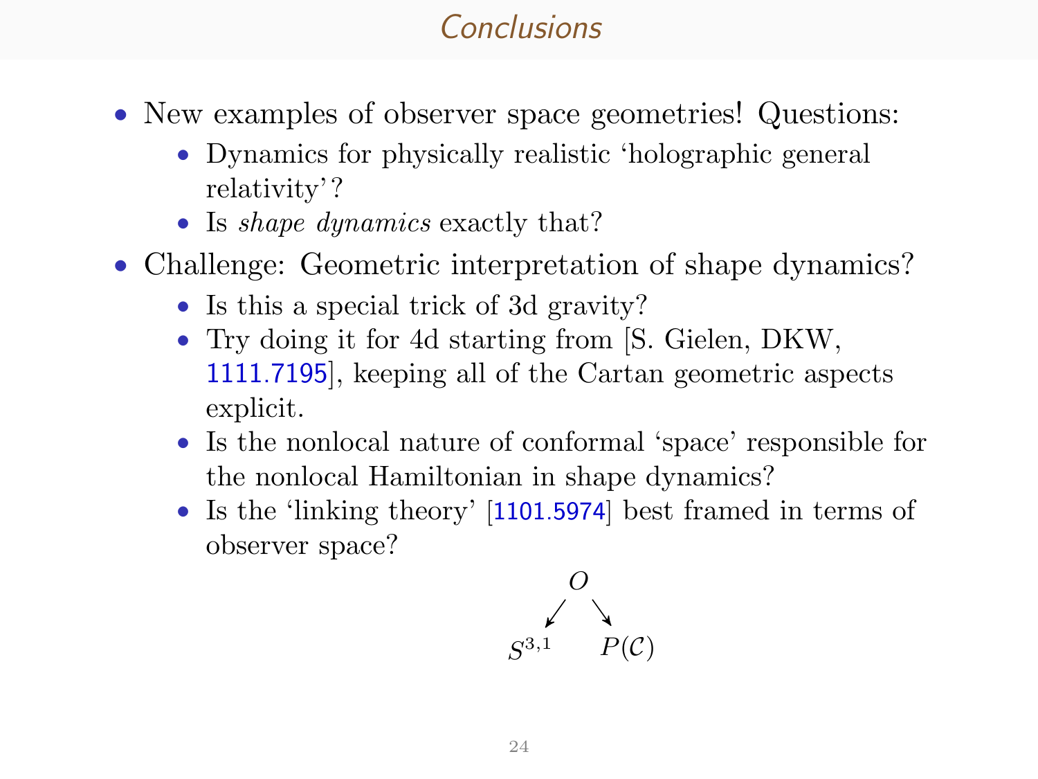# Conclusions

- New examples of observer space geometries! Questions:
  - Dynamics for physically realistic 'holographic general relativity'?
  - Is *shape dynamics* exactly that?
- Challenge: Geometric interpretation of shape dynamics?
  - Is this a special trick of 3d gravity?
  - Try doing it for 4d starting from [S. Gielen, DKW, 1111.7195], keeping all of the Cartan geometric aspects explicit.
  - Is the nonlocal nature of conformal 'space' responsible for the nonlocal Hamiltonian in shape dynamics?
  - Is the 'linking theory' [1101.5974] best framed in terms of observer space?

$$S^{3,1} \xleftarrow{} O \xrightarrow{} P(\mathcal{C})$$